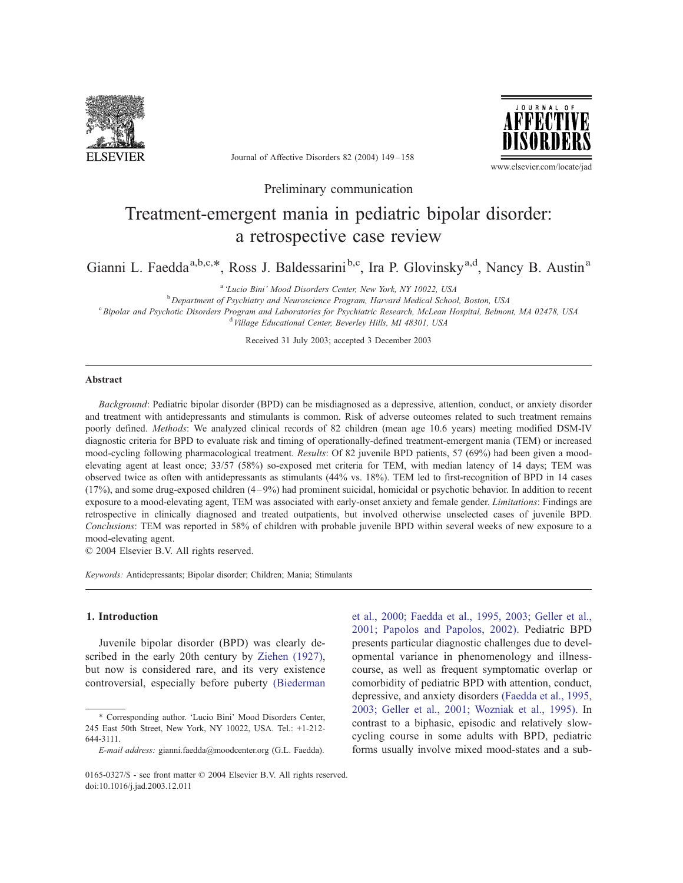Preliminary communication

# Treatment-emergent mania in pediatric bipolar disorder: a retrospective case review

Gianni L. Faedda[a,b,c,*], Ross J. Baldessarini[b,c], Ira P. Glovinsky[a,d], Nancy B. Austin[a]

[a] 'Lucio Bini' Mood Disorders Center, New York, NY 10022, USA

[b] Department of Psychiatry and Neuroscience Program, Harvard Medical School, Boston, USA

[c] Bipolar and Psychotic Disorders Program and Laboratories for Psychiatric Research, McLean Hospital, Belmont, MA 02478, USA

[d] Village Educational Center, Beverley Hills, MI 48301, USA

Received 31 July 2003; accepted 3 December 2003

## Abstract

*Background*: Pediatric bipolar disorder (BPD) can be misdiagnosed as a depressive, attention, conduct, or anxiety disorder and treatment with antidepressants and stimulants is common. Risk of adverse outcomes related to such treatment remains poorly defined. *Methods*: We analyzed clinical records of 82 children (mean age 10.6 years) meeting modified DSM-IV diagnostic criteria for BPD to evaluate risk and timing of operationally-defined treatment-emergent mania (TEM) or increased mood-cycling following pharmacological treatment. *Results*: Of 82 juvenile BPD patients, 57 (69%) had been given a mood-elevating agent at least once; 33/57 (58%) so-exposed met criteria for TEM, with median latency of 14 days; TEM was observed twice as often with antidepressants as stimulants (44% vs. 18%). TEM led to first-recognition of BPD in 14 cases (17%), and some drug-exposed children (4–9%) had prominent suicidal, homicidal or psychotic behavior. In addition to recent exposure to a mood-elevating agent, TEM was associated with early-onset anxiety and female gender. *Limitations*: Findings are retrospective in clinically diagnosed and treated outpatients, but involved otherwise unselected cases of juvenile BPD. *Conclusions*: TEM was reported in 58% of children with probable juvenile BPD within several weeks of new exposure to a mood-elevating agent.

© 2004 Elsevier B.V. All rights reserved.

*Keywords:* Antidepressants; Bipolar disorder; Children; Mania; Stimulants

## 1. Introduction

Juvenile bipolar disorder (BPD) was clearly described in the early 20th century by Ziehen (1927), but now is considered rare, and its very existence controversial, especially before puberty (Biederman et al., 2000; Faedda et al., 1995, 2003; Geller et al., 2001; Papolos and Papolos, 2002). Pediatric BPD presents particular diagnostic challenges due to developmental variance in phenomenology and illness-course, as well as frequent symptomatic overlap or comorbidity of pediatric BPD with attention, conduct, depressive, and anxiety disorders (Faedda et al., 1995, 2003; Geller et al., 2001; Wozniak et al., 1995). In contrast to a biphasic, episodic and relatively slow-cycling course in some adults with BPD, pediatric forms usually involve mixed mood-states and a sub-

* Corresponding author. 'Lucio Bini' Mood Disorders Center, 245 East 50th Street, New York, NY 10022, USA. Tel.: +1-212-644-3111.

*E-mail address:* gianni.faedda@moodcenter.org (G.L. Faedda).

0165-0327/$ - see front matter © 2004 Elsevier B.V. All rights reserved.
doi:10.1016/j.jad.2003.12.011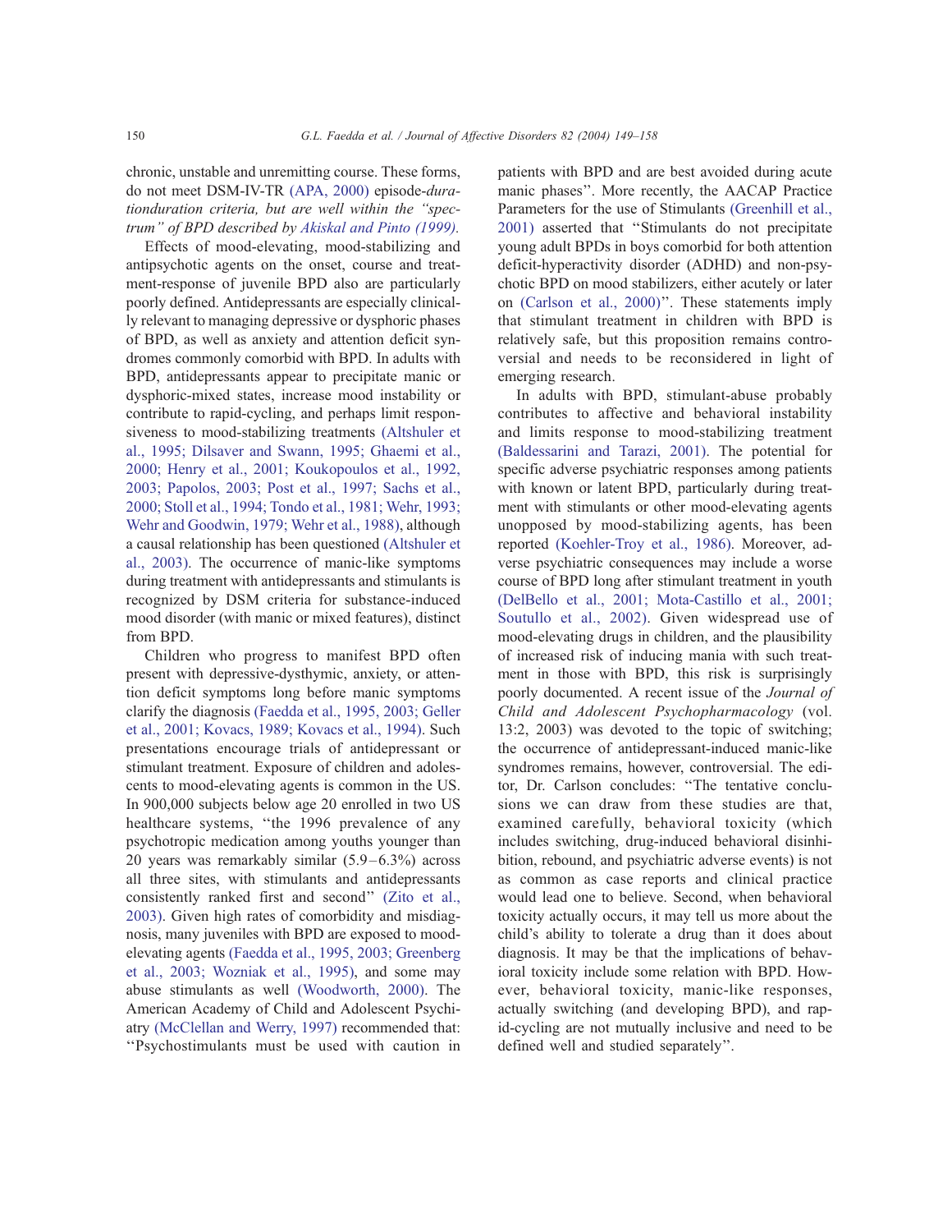chronic, unstable and unremitting course. These forms, do not meet DSM-IV-TR (APA, 2000) episode-*durationduration criteria, but are well within the "spectrum" of BPD described by Akiskal and Pinto (1999).*

Effects of mood-elevating, mood-stabilizing and antipsychotic agents on the onset, course and treatment-response of juvenile BPD also are particularly poorly defined. Antidepressants are especially clinically relevant to managing depressive or dysphoric phases of BPD, as well as anxiety and attention deficit syndromes commonly comorbid with BPD. In adults with BPD, antidepressants appear to precipitate manic or dysphoric-mixed states, increase mood instability or contribute to rapid-cycling, and perhaps limit responsiveness to mood-stabilizing treatments (Altshuler et al., 1995; Dilsaver and Swann, 1995; Ghaemi et al., 2000; Henry et al., 2001; Koukopoulos et al., 1992, 2003; Papolos, 2003; Post et al., 1997; Sachs et al., 2000; Stoll et al., 1994; Tondo et al., 1981; Wehr, 1993; Wehr and Goodwin, 1979; Wehr et al., 1988), although a causal relationship has been questioned (Altshuler et al., 2003). The occurrence of manic-like symptoms during treatment with antidepressants and stimulants is recognized by DSM criteria for substance-induced mood disorder (with manic or mixed features), distinct from BPD.

Children who progress to manifest BPD often present with depressive-dysthymic, anxiety, or attention deficit symptoms long before manic symptoms clarify the diagnosis (Faedda et al., 1995, 2003; Geller et al., 2001; Kovacs, 1989; Kovacs et al., 1994). Such presentations encourage trials of antidepressant or stimulant treatment. Exposure of children and adolescents to mood-elevating agents is common in the US. In 900,000 subjects below age 20 enrolled in two US healthcare systems, "the 1996 prevalence of any psychotropic medication among youths younger than 20 years was remarkably similar (5.9–6.3%) across all three sites, with stimulants and antidepressants consistently ranked first and second" (Zito et al., 2003). Given high rates of comorbidity and misdiagnosis, many juveniles with BPD are exposed to mood-elevating agents (Faedda et al., 1995, 2003; Greenberg et al., 2003; Wozniak et al., 1995), and some may abuse stimulants as well (Woodworth, 2000). The American Academy of Child and Adolescent Psychiatry (McClellan and Werry, 1997) recommended that: "Psychostimulants must be used with caution in patients with BPD and are best avoided during acute manic phases". More recently, the AACAP Practice Parameters for the use of Stimulants (Greenhill et al., 2001) asserted that "Stimulants do not precipitate young adult BPDs in boys comorbid for both attention deficit-hyperactivity disorder (ADHD) and non-psychotic BPD on mood stabilizers, either acutely or later on (Carlson et al., 2000)". These statements imply that stimulant treatment in children with BPD is relatively safe, but this proposition remains controversial and needs to be reconsidered in light of emerging research.

In adults with BPD, stimulant-abuse probably contributes to affective and behavioral instability and limits response to mood-stabilizing treatment (Baldessarini and Tarazi, 2001). The potential for specific adverse psychiatric responses among patients with known or latent BPD, particularly during treatment with stimulants or other mood-elevating agents unopposed by mood-stabilizing agents, has been reported (Koehler-Troy et al., 1986). Moreover, adverse psychiatric consequences may include a worse course of BPD long after stimulant treatment in youth (DelBello et al., 2001; Mota-Castillo et al., 2001; Soutullo et al., 2002). Given widespread use of mood-elevating drugs in children, and the plausibility of increased risk of inducing mania with such treatment in those with BPD, this risk is surprisingly poorly documented. A recent issue of the *Journal of Child and Adolescent Psychopharmacology* (vol. 13:2, 2003) was devoted to the topic of switching; the occurrence of antidepressant-induced manic-like syndromes remains, however, controversial. The editor, Dr. Carlson concludes: "The tentative conclusions we can draw from these studies are that, examined carefully, behavioral toxicity (which includes switching, drug-induced behavioral disinhibition, rebound, and psychiatric adverse events) is not as common as case reports and clinical practice would lead one to believe. Second, when behavioral toxicity actually occurs, it may tell us more about the child's ability to tolerate a drug than it does about diagnosis. It may be that the implications of behavioral toxicity include some relation with BPD. However, behavioral toxicity, manic-like responses, actually switching (and developing BPD), and rapid-cycling are not mutually inclusive and need to be defined well and studied separately".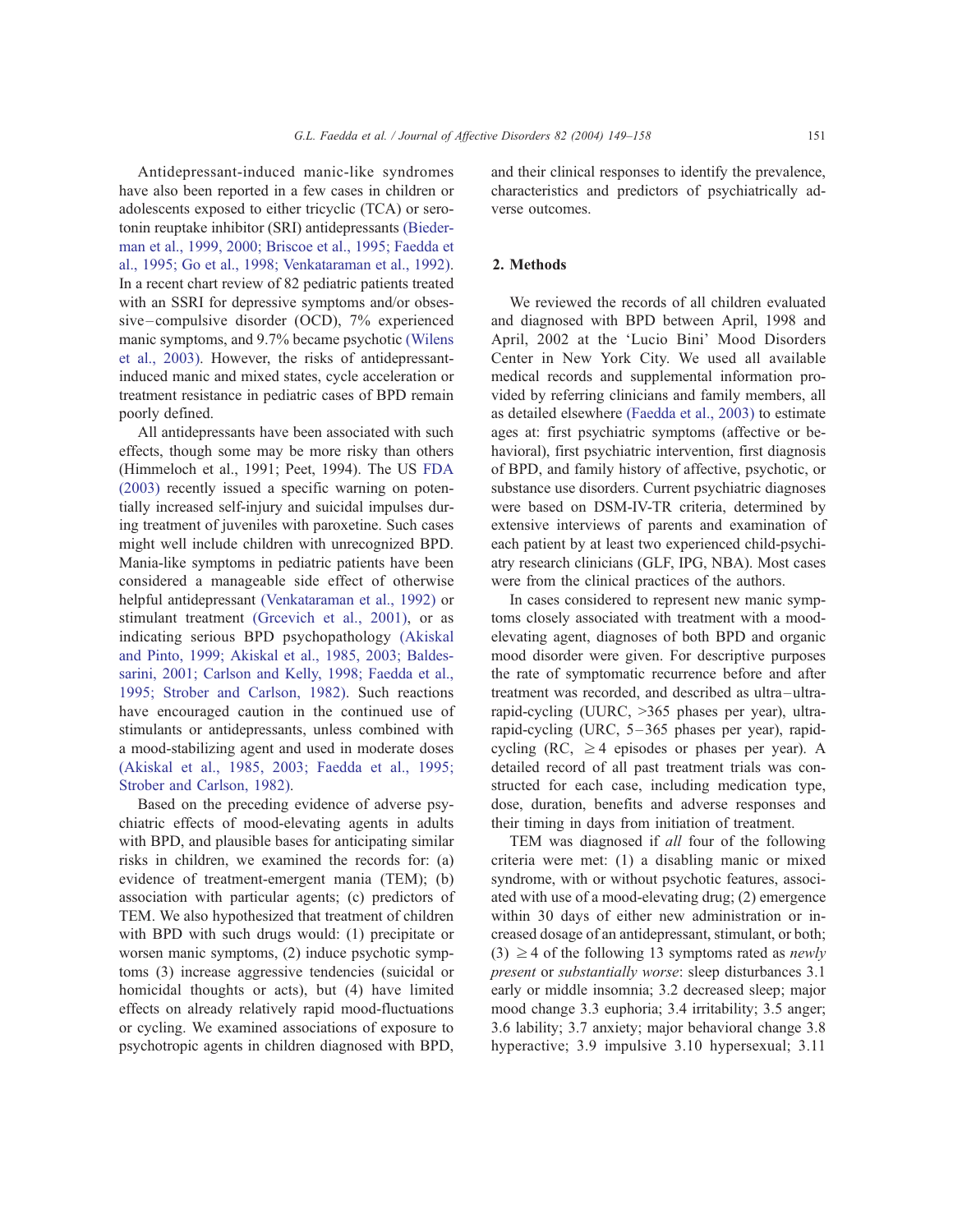Antidepressant-induced manic-like syndromes have also been reported in a few cases in children or adolescents exposed to either tricyclic (TCA) or serotonin reuptake inhibitor (SRI) antidepressants (Biederman et al., 1999, 2000; Briscoe et al., 1995; Faedda et al., 1995; Go et al., 1998; Venkataraman et al., 1992). In a recent chart review of 82 pediatric patients treated with an SSRI for depressive symptoms and/or obsessive–compulsive disorder (OCD), 7% experienced manic symptoms, and 9.7% became psychotic (Wilens et al., 2003). However, the risks of antidepressant-induced manic and mixed states, cycle acceleration or treatment resistance in pediatric cases of BPD remain poorly defined.

All antidepressants have been associated with such effects, though some may be more risky than others (Himmeloch et al., 1991; Peet, 1994). The US FDA (2003) recently issued a specific warning on potentially increased self-injury and suicidal impulses during treatment of juveniles with paroxetine. Such cases might well include children with unrecognized BPD. Mania-like symptoms in pediatric patients have been considered a manageable side effect of otherwise helpful antidepressant (Venkataraman et al., 1992) or stimulant treatment (Grcevich et al., 2001), or as indicating serious BPD psychopathology (Akiskal and Pinto, 1999; Akiskal et al., 1985, 2003; Baldessarini, 2001; Carlson and Kelly, 1998; Faedda et al., 1995; Strober and Carlson, 1982). Such reactions have encouraged caution in the continued use of stimulants or antidepressants, unless combined with a mood-stabilizing agent and used in moderate doses (Akiskal et al., 1985, 2003; Faedda et al., 1995; Strober and Carlson, 1982).

Based on the preceding evidence of adverse psychiatric effects of mood-elevating agents in adults with BPD, and plausible bases for anticipating similar risks in children, we examined the records for: (a) evidence of treatment-emergent mania (TEM); (b) association with particular agents; (c) predictors of TEM. We also hypothesized that treatment of children with BPD with such drugs would: (1) precipitate or worsen manic symptoms, (2) induce psychotic symptoms (3) increase aggressive tendencies (suicidal or homicidal thoughts or acts), but (4) have limited effects on already relatively rapid mood-fluctuations or cycling. We examined associations of exposure to psychotropic agents in children diagnosed with BPD, and their clinical responses to identify the prevalence, characteristics and predictors of psychiatrically adverse outcomes.

## 2. Methods

We reviewed the records of all children evaluated and diagnosed with BPD between April, 1998 and April, 2002 at the 'Lucio Bini' Mood Disorders Center in New York City. We used all available medical records and supplemental information provided by referring clinicians and family members, all as detailed elsewhere (Faedda et al., 2003) to estimate ages at: first psychiatric symptoms (affective or behavioral), first psychiatric intervention, first diagnosis of BPD, and family history of affective, psychotic, or substance use disorders. Current psychiatric diagnoses were based on DSM-IV-TR criteria, determined by extensive interviews of parents and examination of each patient by at least two experienced child-psychiatry research clinicians (GLF, IPG, NBA). Most cases were from the clinical practices of the authors.

In cases considered to represent new manic symptoms closely associated with treatment with a mood-elevating agent, diagnoses of both BPD and organic mood disorder were given. For descriptive purposes the rate of symptomatic recurrence before and after treatment was recorded, and described as ultra–ultra-rapid-cycling (UURC, >365 phases per year), ultra-rapid-cycling (URC, 5–365 phases per year), rapid-cycling (RC, $\geq 4$ episodes or phases per year). A detailed record of all past treatment trials was constructed for each case, including medication type, dose, duration, benefits and adverse responses and their timing in days from initiation of treatment.

TEM was diagnosed if *all* four of the following criteria were met: (1) a disabling manic or mixed syndrome, with or without psychotic features, associated with use of a mood-elevating drug; (2) emergence within 30 days of either new administration or increased dosage of an antidepressant, stimulant, or both; (3) $\geq 4$ of the following 13 symptoms rated as *newly present* or *substantially worse*: sleep disturbances 3.1 early or middle insomnia; 3.2 decreased sleep; major mood change 3.3 euphoria; 3.4 irritability; 3.5 anger; 3.6 lability; 3.7 anxiety; major behavioral change 3.8 hyperactive; 3.9 impulsive 3.10 hypersexual; 3.11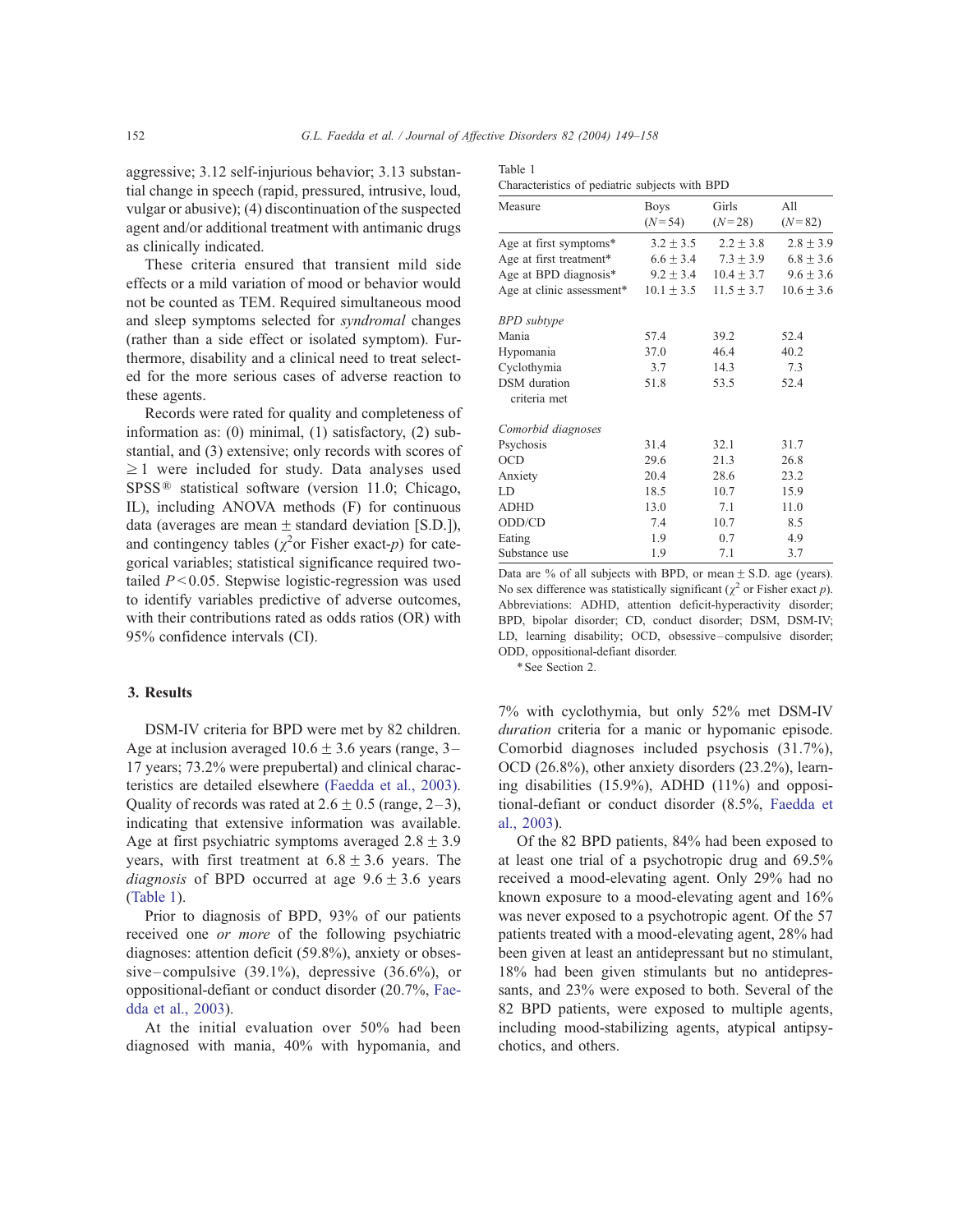aggressive; 3.12 self-injurious behavior; 3.13 substantial change in speech (rapid, pressured, intrusive, loud, vulgar or abusive); (4) discontinuation of the suspected agent and/or additional treatment with antimanic drugs as clinically indicated.

These criteria ensured that transient mild side effects or a mild variation of mood or behavior would not be counted as TEM. Required simultaneous mood and sleep symptoms selected for *syndromal* changes (rather than a side effect or isolated symptom). Furthermore, disability and a clinical need to treat selected for the more serious cases of adverse reaction to these agents.

Records were rated for quality and completeness of information as: (0) minimal, (1) satisfactory, (2) substantial, and (3) extensive; only records with scores of $\geq 1$ were included for study. Data analyses used SPSS® statistical software (version 11.0; Chicago, IL), including ANOVA methods (F) for continuous data (averages are mean ± standard deviation [S.D.]), and contingency tables ($\chi^2$ or Fisher exact-*p*) for categorical variables; statistical significance required two-tailed $P < 0.05$. Stepwise logistic-regression was used to identify variables predictive of adverse outcomes, with their contributions rated as odds ratios (OR) with 95% confidence intervals (CI).

## 3. Results

DSM-IV criteria for BPD were met by 82 children. Age at inclusion averaged 10.6 ± 3.6 years (range, 3–17 years; 73.2% were prepubertal) and clinical characteristics are detailed elsewhere (Faedda et al., 2003). Quality of records was rated at 2.6 ± 0.5 (range, 2–3), indicating that extensive information was available. Age at first psychiatric symptoms averaged 2.8 ± 3.9 years, with first treatment at 6.8 ± 3.6 years. The *diagnosis* of BPD occurred at age 9.6 ± 3.6 years (Table 1).

Prior to diagnosis of BPD, 93% of our patients received one *or more* of the following psychiatric diagnoses: attention deficit (59.8%), anxiety or obsessive–compulsive (39.1%), depressive (36.6%), or oppositional-defiant or conduct disorder (20.7%, Faedda et al., 2003).

At the initial evaluation over 50% had been diagnosed with mania, 40% with hypomania, and 7% with cyclothymia, but only 52% met DSM-IV *duration* criteria for a manic or hypomanic episode. Comorbid diagnoses included psychosis (31.7%), OCD (26.8%), other anxiety disorders (23.2%), learning disabilities (15.9%), ADHD (11%) and oppositional-defiant or conduct disorder (8.5%, Faedda et al., 2003).

Of the 82 BPD patients, 84% had been exposed to at least one trial of a psychotropic drug and 69.5% received a mood-elevating agent. Only 29% had no known exposure to a mood-elevating agent and 16% was never exposed to a psychotropic agent. Of the 57 patients treated with a mood-elevating agent, 28% had been given at least an antidepressant but no stimulant, 18% had been given stimulants but no antidepressants, and 23% were exposed to both. Several of the 82 BPD patients, were exposed to multiple agents, including mood-stabilizing agents, atypical antipsychotics, and others.

Table 1
Characteristics of pediatric subjects with BPD

| Measure | Boys ($N=54$) | Girls ($N=28$) | All ($N=82$) |
|---|---|---|---|
| Age at first symptoms* | 3.2 ± 3.5 | 2.2 ± 3.8 | 2.8 ± 3.9 |
| Age at first treatment* | 6.6 ± 3.4 | 7.3 ± 3.9 | 6.8 ± 3.6 |
| Age at BPD diagnosis* | 9.2 ± 3.4 | 10.4 ± 3.7 | 9.6 ± 3.6 |
| Age at clinic assessment* | 10.1 ± 3.5 | 11.5 ± 3.7 | 10.6 ± 3.6 |
| *BPD subtype* | | | |
| Mania | 57.4 | 39.2 | 52.4 |
| Hypomania | 37.0 | 46.4 | 40.2 |
| Cyclothymia | 3.7 | 14.3 | 7.3 |
| DSM duration criteria met | 51.8 | 53.5 | 52.4 |
| *Comorbid diagnoses* | | | |
| Psychosis | 31.4 | 32.1 | 31.7 |
| OCD | 29.6 | 21.3 | 26.8 |
| Anxiety | 20.4 | 28.6 | 23.2 |
| LD | 18.5 | 10.7 | 15.9 |
| ADHD | 13.0 | 7.1 | 11.0 |
| ODD/CD | 7.4 | 10.7 | 8.5 |
| Eating | 1.9 | 0.7 | 4.9 |
| Substance use | 1.9 | 7.1 | 3.7 |

Data are % of all subjects with BPD, or mean ± S.D. age (years). No sex difference was statistically significant ($\chi^2$ or Fisher exact *p*). Abbreviations: ADHD, attention deficit-hyperactivity disorder; BPD, bipolar disorder; CD, conduct disorder; DSM, DSM-IV; LD, learning disability; OCD, obsessive–compulsive disorder; ODD, oppositional-defiant disorder.

*See Section 2.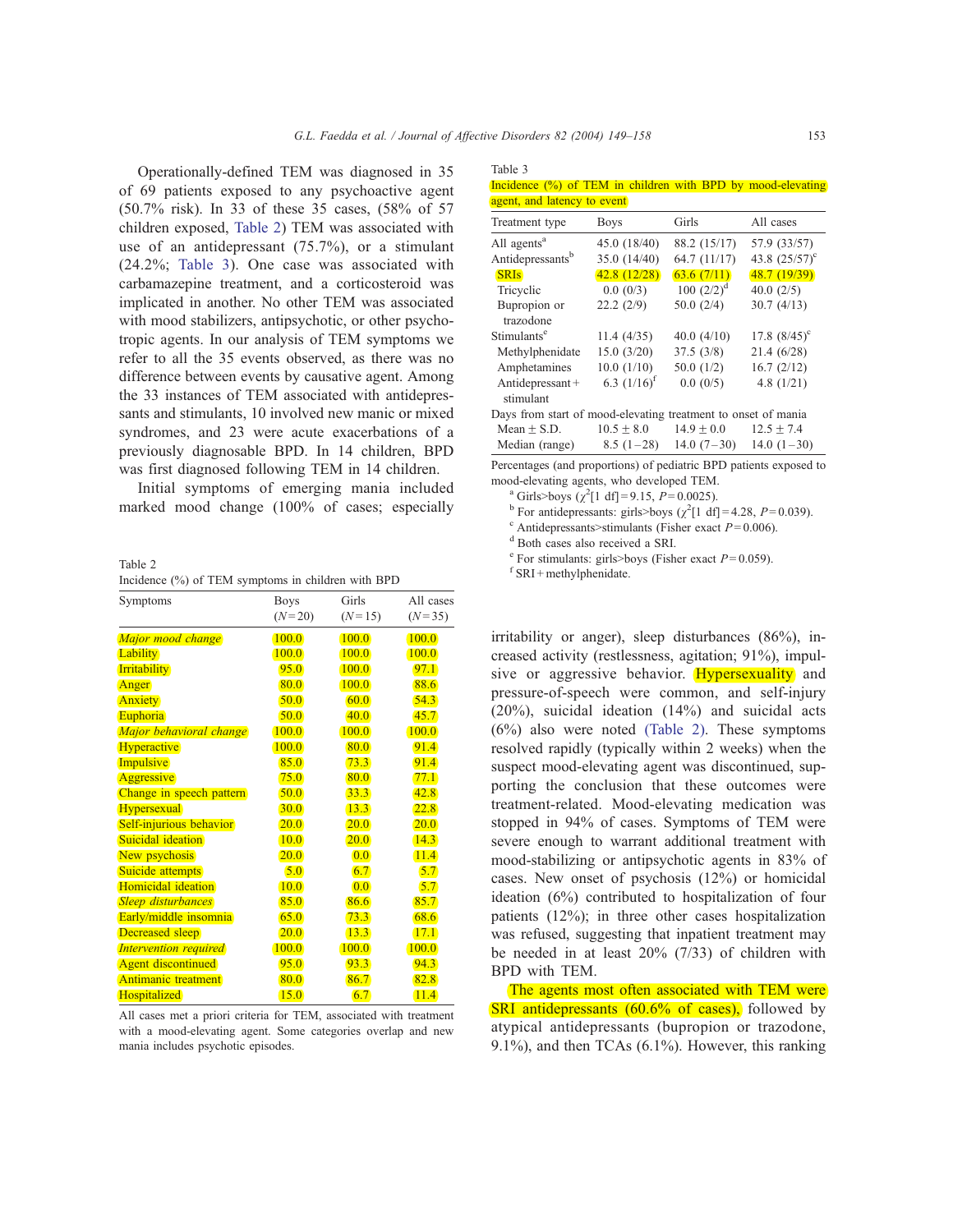Operationally-defined TEM was diagnosed in 35 of 69 patients exposed to any psychoactive agent (50.7% risk). In 33 of these 35 cases, (58% of 57 children exposed, Table 2) TEM was associated with use of an antidepressant (75.7%), or a stimulant (24.2%; Table 3). One case was associated with carbamazepine treatment, and a corticosteroid was implicated in another. No other TEM was associated with mood stabilizers, antipsychotic, or other psychotropic agents. In our analysis of TEM symptoms we refer to all the 35 events observed, as there was no difference between events by causative agent. Among the 33 instances of TEM associated with antidepressants and stimulants, 10 involved new manic or mixed syndromes, and 23 were acute exacerbations of a previously diagnosable BPD. In 14 children, BPD was first diagnosed following TEM in 14 children.

Initial symptoms of emerging mania included marked mood change (100% of cases; especially irritability or anger), sleep disturbances (86%), increased activity (restlessness, agitation; 91%), impulsive or aggressive behavior. Hypersexuality and pressure-of-speech were common, and self-injury (20%), suicidal ideation (14%) and suicidal acts (6%) also were noted (Table 2). These symptoms resolved rapidly (typically within 2 weeks) when the suspect mood-elevating agent was discontinued, supporting the conclusion that these outcomes were treatment-related. Mood-elevating medication was stopped in 94% of cases. Symptoms of TEM were severe enough to warrant additional treatment with mood-stabilizing or antipsychotic agents in 83% of cases. New onset of psychosis (12%) or homicidal ideation (6%) contributed to hospitalization of four patients (12%); in three other cases hospitalization was refused, suggesting that inpatient treatment may be needed in at least 20% (7/33) of children with BPD with TEM.

The agents most often associated with TEM were SRI antidepressants (60.6% of cases), followed by atypical antidepressants (bupropion or trazodone, 9.1%), and then TCAs (6.1%). However, this ranking

Table 2
Incidence (%) of TEM symptoms in children with BPD

| Symptoms | Boys ($N$=20) | Girls ($N$=15) | All cases ($N$=35) |
|---|---|---|---|
| *Major mood change* | 100.0 | 100.0 | 100.0 |
| Lability | 100.0 | 100.0 | 100.0 |
| Irritability | 95.0 | 100.0 | 97.1 |
| Anger | 80.0 | 100.0 | 88.6 |
| Anxiety | 50.0 | 60.0 | 54.3 |
| Euphoria | 50.0 | 40.0 | 45.7 |
| *Major behavioral change* | 100.0 | 100.0 | 100.0 |
| Hyperactive | 100.0 | 80.0 | 91.4 |
| Impulsive | 85.0 | 73.3 | 91.4 |
| Aggressive | 75.0 | 80.0 | 77.1 |
| Change in speech pattern | 50.0 | 33.3 | 42.8 |
| Hypersexual | 30.0 | 13.3 | 22.8 |
| Self-injurious behavior | 20.0 | 20.0 | 20.0 |
| Suicidal ideation | 10.0 | 20.0 | 14.3 |
| New psychosis | 20.0 | 0.0 | 11.4 |
| Suicide attempts | 5.0 | 6.7 | 5.7 |
| Homicidal ideation | 10.0 | 0.0 | 5.7 |
| *Sleep disturbances* | 85.0 | 86.6 | 85.7 |
| Early/middle insomnia | 65.0 | 73.3 | 68.6 |
| Decreased sleep | 20.0 | 13.3 | 17.1 |
| *Intervention required* | 100.0 | 100.0 | 100.0 |
| Agent discontinued | 95.0 | 93.3 | 94.3 |
| Antimanic treatment | 80.0 | 86.7 | 82.8 |
| Hospitalized | 15.0 | 6.7 | 11.4 |

All cases met a priori criteria for TEM, associated with treatment with a mood-elevating agent. Some categories overlap and new mania includes psychotic episodes.

Table 3
Incidence (%) of TEM in children with BPD by mood-elevating agent, and latency to event

| Treatment type | Boys | Girls | All cases |
|---|---|---|---|
| All agents[a] | 45.0 (18/40) | 88.2 (15/17) | 57.9 (33/57) |
| Antidepressants[b] | 35.0 (14/40) | 64.7 (11/17) | 43.8 (25/57)[c] |
| SRIs | 42.8 (12/28) | 63.6 (7/11) | 48.7 (19/39) |
| Tricyclic | 0.0 (0/3) | 100 (2/2)[d] | 40.0 (2/5) |
| Bupropion or trazodone | 22.2 (2/9) | 50.0 (2/4) | 30.7 (4/13) |
| Stimulants[e] | 11.4 (4/35) | 40.0 (4/10) | 17.8 (8/45)[c] |
| Methylphenidate | 15.0 (3/20) | 37.5 (3/8) | 21.4 (6/28) |
| Amphetamines | 10.0 (1/10) | 50.0 (1/2) | 16.7 (2/12) |
| Antidepressant + stimulant | 6.3 (1/16)[f] | 0.0 (0/5) | 4.8 (1/21) |
| *Days from start of mood-elevating treatment to onset of mania* | | | |
| Mean ± S.D. | 10.5 ± 8.0 | 14.9 ± 0.0 | 12.5 ± 7.4 |
| Median (range) | 8.5 (1–28) | 14.0 (7–30) | 14.0 (1–30) |

Percentages (and proportions) of pediatric BPD patients exposed to mood-elevating agents, who developed TEM.

[a] Girls>boys ($\chi^2$[1 df] = 9.15, $P$ = 0.0025).

[b] For antidepressants: girls>boys ($\chi^2$[1 df] = 4.28, $P$ = 0.039).

[c] Antidepressants>stimulants (Fisher exact $P$ = 0.006).

[d] Both cases also received a SRI.

[e] For stimulants: girls>boys (Fisher exact $P$ = 0.059).

[f] SRI + methylphenidate.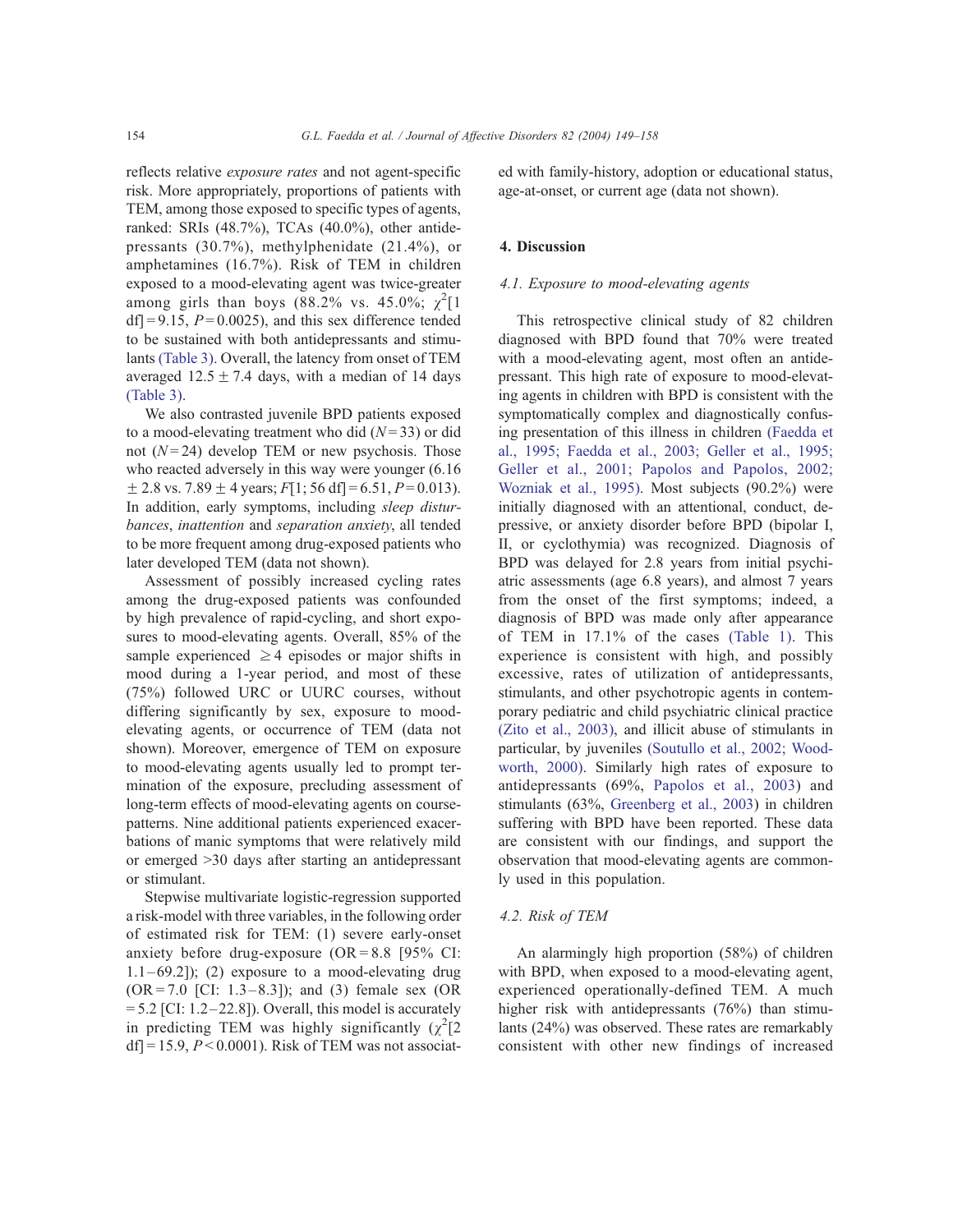reflects relative *exposure rates* and not agent-specific risk. More appropriately, proportions of patients with TEM, among those exposed to specific types of agents, ranked: SRIs (48.7%), TCAs (40.0%), other antidepressants (30.7%), methylphenidate (21.4%), or amphetamines (16.7%). Risk of TEM in children exposed to a mood-elevating agent was twice-greater among girls than boys (88.2% vs. 45.0%; $\chi^2$[1 df] = 9.15, $P = 0.0025$), and this sex difference tended to be sustained with both antidepressants and stimulants (Table 3). Overall, the latency from onset of TEM averaged 12.5 ± 7.4 days, with a median of 14 days (Table 3).

We also contrasted juvenile BPD patients exposed to a mood-elevating treatment who did ($N = 33$) or did not ($N = 24$) develop TEM or new psychosis. Those who reacted adversely in this way were younger (6.16 ± 2.8 vs. 7.89 ± 4 years; $F$[1; 56 df] = 6.51, $P = 0.013$). In addition, early symptoms, including *sleep disturbances*, *inattention* and *separation anxiety*, all tended to be more frequent among drug-exposed patients who later developed TEM (data not shown).

Assessment of possibly increased cycling rates among the drug-exposed patients was confounded by high prevalence of rapid-cycling, and short exposures to mood-elevating agents. Overall, 85% of the sample experienced ≥ 4 episodes or major shifts in mood during a 1-year period, and most of these (75%) followed URC or UURC courses, without differing significantly by sex, exposure to mood-elevating agents, or occurrence of TEM (data not shown). Moreover, emergence of TEM on exposure to mood-elevating agents usually led to prompt termination of the exposure, precluding assessment of long-term effects of mood-elevating agents on course-patterns. Nine additional patients experienced exacerbations of manic symptoms that were relatively mild or emerged >30 days after starting an antidepressant or stimulant.

Stepwise multivariate logistic-regression supported a risk-model with three variables, in the following order of estimated risk for TEM: (1) severe early-onset anxiety before drug-exposure (OR = 8.8 [95% CI: 1.1–69.2]); (2) exposure to a mood-elevating drug (OR = 7.0 [CI: 1.3–8.3]); and (3) female sex (OR = 5.2 [CI: 1.2–22.8]). Overall, this model is accurately in predicting TEM was highly significantly ($\chi^2$[2 df] = 15.9, $P < 0.0001$). Risk of TEM was not associated with family-history, adoption or educational status, age-at-onset, or current age (data not shown).

## 4. Discussion

### 4.1. Exposure to mood-elevating agents

This retrospective clinical study of 82 children diagnosed with BPD found that 70% were treated with a mood-elevating agent, most often an antidepressant. This high rate of exposure to mood-elevating agents in children with BPD is consistent with the symptomatically complex and diagnostically confusing presentation of this illness in children (Faedda et al., 1995; Faedda et al., 2003; Geller et al., 1995; Geller et al., 2001; Papolos and Papolos, 2002; Wozniak et al., 1995). Most subjects (90.2%) were initially diagnosed with an attentional, conduct, depressive, or anxiety disorder before BPD (bipolar I, II, or cyclothymia) was recognized. Diagnosis of BPD was delayed for 2.8 years from initial psychiatric assessments (age 6.8 years), and almost 7 years from the onset of the first symptoms; indeed, a diagnosis of BPD was made only after appearance of TEM in 17.1% of the cases (Table 1). This experience is consistent with high, and possibly excessive, rates of utilization of antidepressants, stimulants, and other psychotropic agents in contemporary pediatric and child psychiatric clinical practice (Zito et al., 2003), and illicit abuse of stimulants in particular, by juveniles (Soutullo et al., 2002; Woodworth, 2000). Similarly high rates of exposure to antidepressants (69%, Papolos et al., 2003) and stimulants (63%, Greenberg et al., 2003) in children suffering with BPD have been reported. These data are consistent with our findings, and support the observation that mood-elevating agents are commonly used in this population.

### 4.2. Risk of TEM

An alarmingly high proportion (58%) of children with BPD, when exposed to a mood-elevating agent, experienced operationally-defined TEM. A much higher risk with antidepressants (76%) than stimulants (24%) was observed. These rates are remarkably consistent with other new findings of increased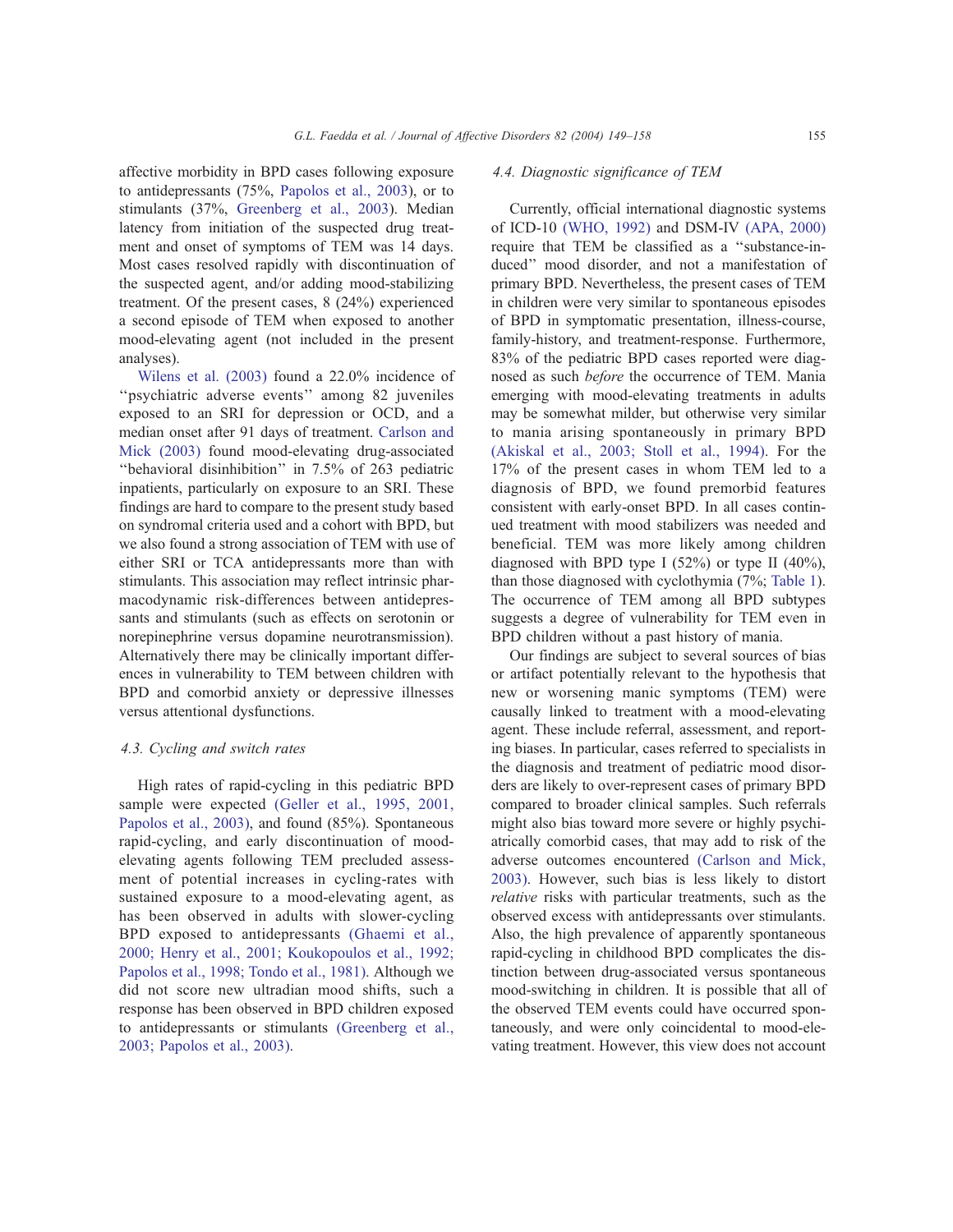affective morbidity in BPD cases following exposure to antidepressants (75%, Papolos et al., 2003), or to stimulants (37%, Greenberg et al., 2003). Median latency from initiation of the suspected drug treatment and onset of symptoms of TEM was 14 days. Most cases resolved rapidly with discontinuation of the suspected agent, and/or adding mood-stabilizing treatment. Of the present cases, 8 (24%) experienced a second episode of TEM when exposed to another mood-elevating agent (not included in the present analyses).

Wilens et al. (2003) found a 22.0% incidence of ''psychiatric adverse events'' among 82 juveniles exposed to an SRI for depression or OCD, and a median onset after 91 days of treatment. Carlson and Mick (2003) found mood-elevating drug-associated ''behavioral disinhibition'' in 7.5% of 263 pediatric inpatients, particularly on exposure to an SRI. These findings are hard to compare to the present study based on syndromal criteria used and a cohort with BPD, but we also found a strong association of TEM with use of either SRI or TCA antidepressants more than with stimulants. This association may reflect intrinsic pharmacodynamic risk-differences between antidepressants and stimulants (such as effects on serotonin or norepinephrine versus dopamine neurotransmission). Alternatively there may be clinically important differences in vulnerability to TEM between children with BPD and comorbid anxiety or depressive illnesses versus attentional dysfunctions.

### 4.3. Cycling and switch rates

High rates of rapid-cycling in this pediatric BPD sample were expected (Geller et al., 1995, 2001, Papolos et al., 2003), and found (85%). Spontaneous rapid-cycling, and early discontinuation of mood-elevating agents following TEM precluded assessment of potential increases in cycling-rates with sustained exposure to a mood-elevating agent, as has been observed in adults with slower-cycling BPD exposed to antidepressants (Ghaemi et al., 2000; Henry et al., 2001; Koukopoulos et al., 1992; Papolos et al., 1998; Tondo et al., 1981). Although we did not score new ultradian mood shifts, such a response has been observed in BPD children exposed to antidepressants or stimulants (Greenberg et al., 2003; Papolos et al., 2003).

### 4.4. Diagnostic significance of TEM

Currently, official international diagnostic systems of ICD-10 (WHO, 1992) and DSM-IV (APA, 2000) require that TEM be classified as a ''substance-induced'' mood disorder, and not a manifestation of primary BPD. Nevertheless, the present cases of TEM in children were very similar to spontaneous episodes of BPD in symptomatic presentation, illness-course, family-history, and treatment-response. Furthermore, 83% of the pediatric BPD cases reported were diagnosed as such *before* the occurrence of TEM. Mania emerging with mood-elevating treatments in adults may be somewhat milder, but otherwise very similar to mania arising spontaneously in primary BPD (Akiskal et al., 2003; Stoll et al., 1994). For the 17% of the present cases in whom TEM led to a diagnosis of BPD, we found premorbid features consistent with early-onset BPD. In all cases continued treatment with mood stabilizers was needed and beneficial. TEM was more likely among children diagnosed with BPD type I (52%) or type II (40%), than those diagnosed with cyclothymia (7%; Table 1). The occurrence of TEM among all BPD subtypes suggests a degree of vulnerability for TEM even in BPD children without a past history of mania.

Our findings are subject to several sources of bias or artifact potentially relevant to the hypothesis that new or worsening manic symptoms (TEM) were causally linked to treatment with a mood-elevating agent. These include referral, assessment, and reporting biases. In particular, cases referred to specialists in the diagnosis and treatment of pediatric mood disorders are likely to over-represent cases of primary BPD compared to broader clinical samples. Such referrals might also bias toward more severe or highly psychiatrically comorbid cases, that may add to risk of the adverse outcomes encountered (Carlson and Mick, 2003). However, such bias is less likely to distort *relative* risks with particular treatments, such as the observed excess with antidepressants over stimulants. Also, the high prevalence of apparently spontaneous rapid-cycling in childhood BPD complicates the distinction between drug-associated versus spontaneous mood-switching in children. It is possible that all of the observed TEM events could have occurred spontaneously, and were only coincidental to mood-elevating treatment. However, this view does not account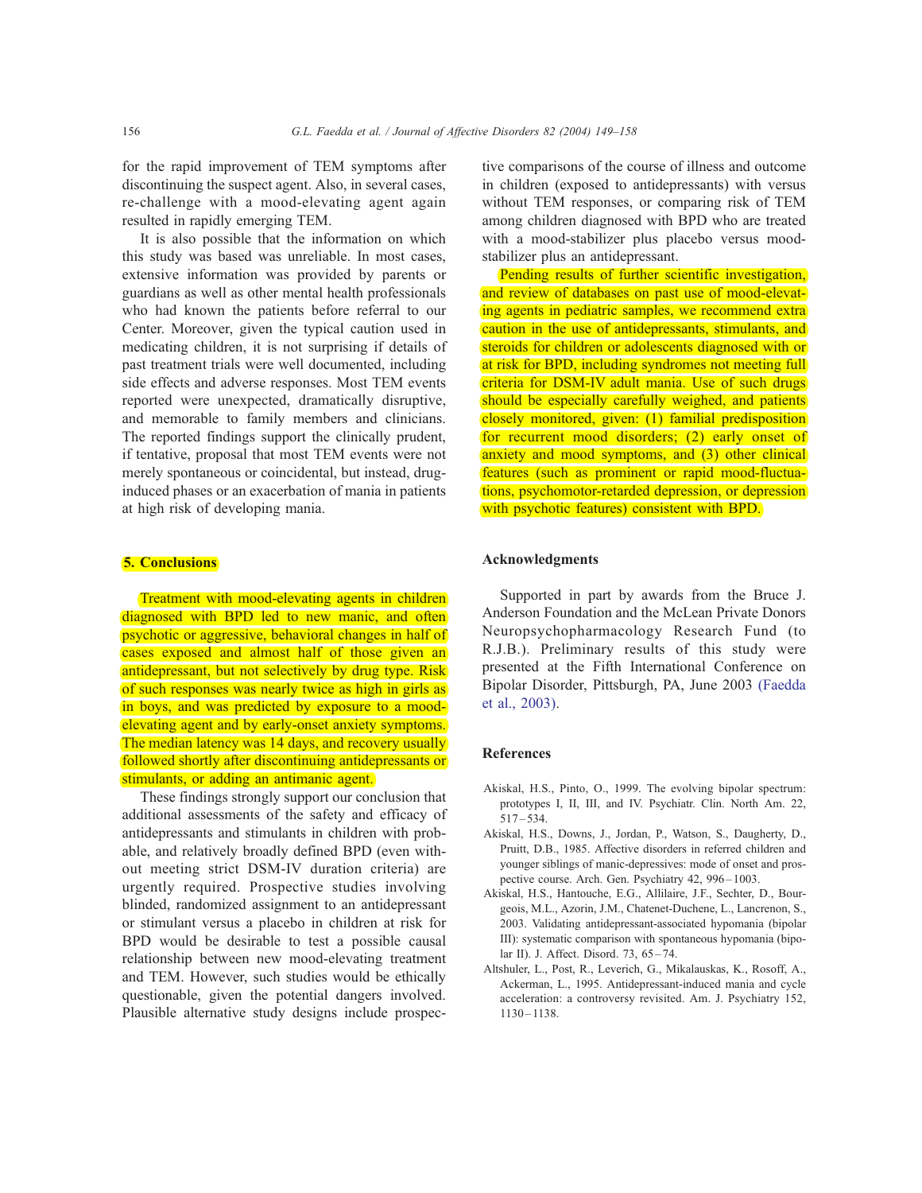for the rapid improvement of TEM symptoms after discontinuing the suspect agent. Also, in several cases, re-challenge with a mood-elevating agent again resulted in rapidly emerging TEM.

It is also possible that the information on which this study was based was unreliable. In most cases, extensive information was provided by parents or guardians as well as other mental health professionals who had known the patients before referral to our Center. Moreover, given the typical caution used in medicating children, it is not surprising if details of past treatment trials were well documented, including side effects and adverse responses. Most TEM events reported were unexpected, dramatically disruptive, and memorable to family members and clinicians. The reported findings support the clinically prudent, if tentative, proposal that most TEM events were not merely spontaneous or coincidental, but instead, drug-induced phases or an exacerbation of mania in patients at high risk of developing mania.

## 5. Conclusions

Treatment with mood-elevating agents in children diagnosed with BPD led to new manic, and often psychotic or aggressive, behavioral changes in half of cases exposed and almost half of those given an antidepressant, but not selectively by drug type. Risk of such responses was nearly twice as high in girls as in boys, and was predicted by exposure to a mood-elevating agent and by early-onset anxiety symptoms. The median latency was 14 days, and recovery usually followed shortly after discontinuing antidepressants or stimulants, or adding an antimanic agent.

These findings strongly support our conclusion that additional assessments of the safety and efficacy of antidepressants and stimulants in children with probable, and relatively broadly defined BPD (even without meeting strict DSM-IV duration criteria) are urgently required. Prospective studies involving blinded, randomized assignment to an antidepressant or stimulant versus a placebo in children at risk for BPD would be desirable to test a possible causal relationship between new mood-elevating treatment and TEM. However, such studies would be ethically questionable, given the potential dangers involved. Plausible alternative study designs include prospective comparisons of the course of illness and outcome in children (exposed to antidepressants) with versus without TEM responses, or comparing risk of TEM among children diagnosed with BPD who are treated with a mood-stabilizer plus placebo versus mood-stabilizer plus an antidepressant.

Pending results of further scientific investigation, and review of databases on past use of mood-elevating agents in pediatric samples, we recommend extra caution in the use of antidepressants, stimulants, and steroids for children or adolescents diagnosed with or at risk for BPD, including syndromes not meeting full criteria for DSM-IV adult mania. Use of such drugs should be especially carefully weighed, and patients closely monitored, given: (1) familial predisposition for recurrent mood disorders; (2) early onset of anxiety and mood symptoms, and (3) other clinical features (such as prominent or rapid mood-fluctuations, psychomotor-retarded depression, or depression with psychotic features) consistent with BPD.

## Acknowledgments

Supported in part by awards from the Bruce J. Anderson Foundation and the McLean Private Donors Neuropsychopharmacology Research Fund (to R.J.B.). Preliminary results of this study were presented at the Fifth International Conference on Bipolar Disorder, Pittsburgh, PA, June 2003 (Faedda et al., 2003).

## References

Akiskal, H.S., Pinto, O., 1999. The evolving bipolar spectrum: prototypes I, II, III, and IV. Psychiatr. Clin. North Am. 22, 517–534.

Akiskal, H.S., Downs, J., Jordan, P., Watson, S., Daugherty, D., Pruitt, D.B., 1985. Affective disorders in referred children and younger siblings of manic-depressives: mode of onset and prospective course. Arch. Gen. Psychiatry 42, 996–1003.

Akiskal, H.S., Hantouche, E.G., Allilaire, J.F., Sechter, D., Bourgeois, M.L., Azorin, J.M., Chatenet-Duchene, L., Lancrenon, S., 2003. Validating antidepressant-associated hypomania (bipolar III): systematic comparison with spontaneous hypomania (bipolar II). J. Affect. Disord. 73, 65–74.

Altshuler, L., Post, R., Leverich, G., Mikalauskas, K., Rosoff, A., Ackerman, L., 1995. Antidepressant-induced mania and cycle acceleration: a controversy revisited. Am. J. Psychiatry 152, 1130–1138.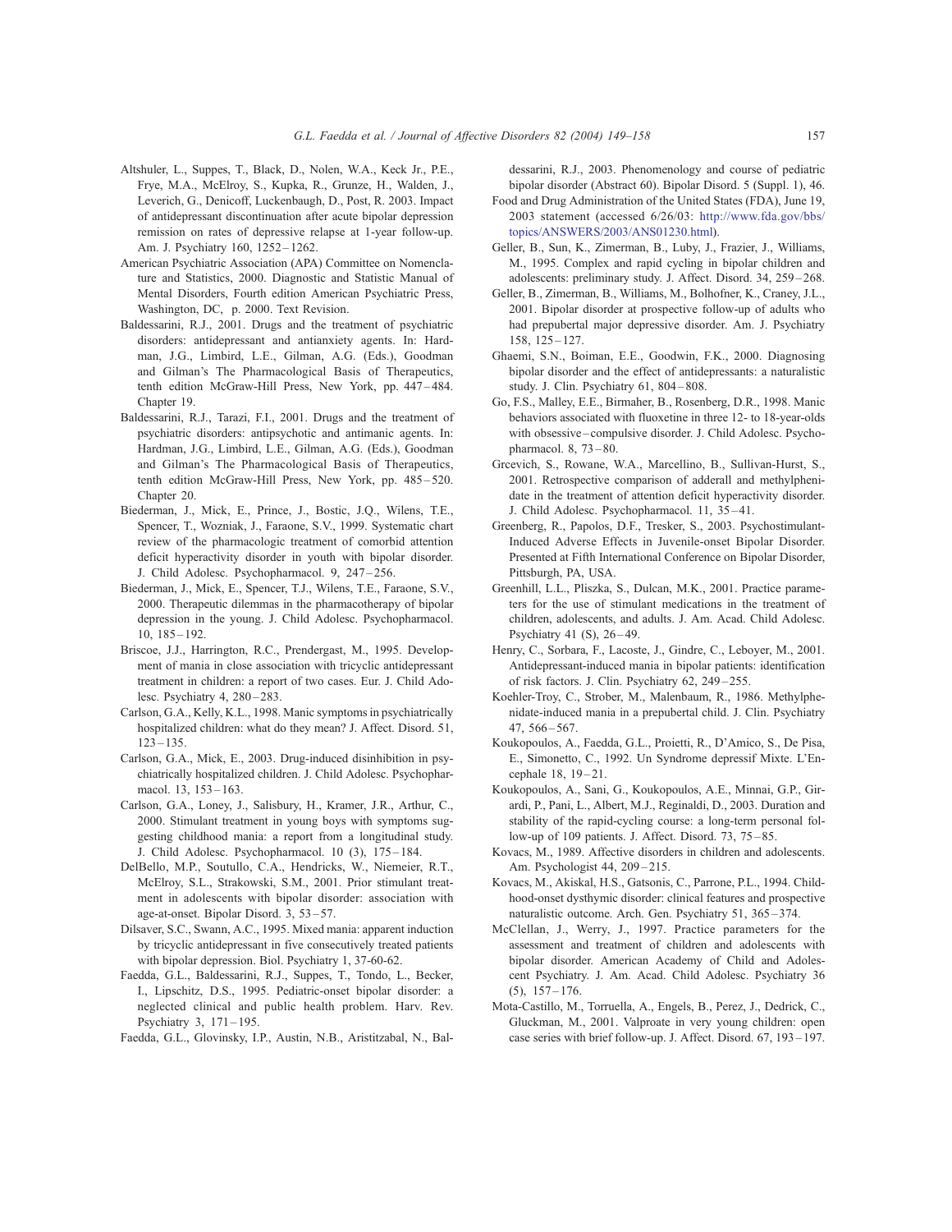Altshuler, L., Suppes, T., Black, D., Nolen, W.A., Keck Jr., P.E., Frye, M.A., McElroy, S., Kupka, R., Grunze, H., Walden, J., Leverich, G., Denicoff, Luckenbaugh, D., Post, R. 2003. Impact of antidepressant discontinuation after acute bipolar depression remission on rates of depressive relapse at 1-year follow-up. Am. J. Psychiatry 160, 1252–1262.

American Psychiatric Association (APA) Committee on Nomenclature and Statistics, 2000. Diagnostic and Statistic Manual of Mental Disorders, Fourth edition American Psychiatric Press, Washington, DC, p. 2000. Text Revision.

Baldessarini, R.J., 2001. Drugs and the treatment of psychiatric disorders: antidepressant and antianxiety agents. In: Hardman, J.G., Limbird, L.E., Gilman, A.G. (Eds.), Goodman and Gilman's The Pharmacological Basis of Therapeutics, tenth edition McGraw-Hill Press, New York, pp. 447–484. Chapter 19.

Baldessarini, R.J., Tarazi, F.I., 2001. Drugs and the treatment of psychiatric disorders: antipsychotic and antimanic agents. In: Hardman, J.G., Limbird, L.E., Gilman, A.G. (Eds.), Goodman and Gilman's The Pharmacological Basis of Therapeutics, tenth edition McGraw-Hill Press, New York, pp. 485–520. Chapter 20.

Biederman, J., Mick, E., Prince, J., Bostic, J.Q., Wilens, T.E., Spencer, T., Wozniak, J., Faraone, S.V., 1999. Systematic chart review of the pharmacologic treatment of comorbid attention deficit hyperactivity disorder in youth with bipolar disorder. J. Child Adolesc. Psychopharmacol. 9, 247–256.

Biederman, J., Mick, E., Spencer, T.J., Wilens, T.E., Faraone, S.V., 2000. Therapeutic dilemmas in the pharmacotherapy of bipolar depression in the young. J. Child Adolesc. Psychopharmacol. 10, 185–192.

Briscoe, J.J., Harrington, R.C., Prendergast, M., 1995. Development of mania in close association with tricyclic antidepressant treatment in children: a report of two cases. Eur. J. Child Adolesc. Psychiatry 4, 280–283.

Carlson, G.A., Kelly, K.L., 1998. Manic symptoms in psychiatrically hospitalized children: what do they mean? J. Affect. Disord. 51, 123–135.

Carlson, G.A., Mick, E., 2003. Drug-induced disinhibition in psychiatrically hospitalized children. J. Child Adolesc. Psychopharmacol. 13, 153–163.

Carlson, G.A., Loney, J., Salisbury, H., Kramer, J.R., Arthur, C., 2000. Stimulant treatment in young boys with symptoms suggesting childhood mania: a report from a longitudinal study. J. Child Adolesc. Psychopharmacol. 10 (3), 175–184.

DelBello, M.P., Soutullo, C.A., Hendricks, W., Niemeier, R.T., McElroy, S.L., Strakowski, S.M., 2001. Prior stimulant treatment in adolescents with bipolar disorder: association with age-at-onset. Bipolar Disord. 3, 53–57.

Dilsaver, S.C., Swann, A.C., 1995. Mixed mania: apparent induction by tricyclic antidepressant in five consecutively treated patients with bipolar depression. Biol. Psychiatry 1, 37-60-62.

Faedda, G.L., Baldessarini, R.J., Suppes, T., Tondo, L., Becker, I., Lipschitz, D.S., 1995. Pediatric-onset bipolar disorder: a neglected clinical and public health problem. Harv. Rev. Psychiatry 3, 171–195.

Faedda, G.L., Glovinsky, I.P., Austin, N.B., Aristitzabal, N., Baldessarini, R.J., 2003. Phenomenology and course of pediatric bipolar disorder (Abstract 60). Bipolar Disord. 5 (Suppl. 1), 46.

Food and Drug Administration of the United States (FDA), June 19, 2003 statement (accessed 6/26/03: http://www.fda.gov/bbs/topics/ANSWERS/2003/ANS01230.html).

Geller, B., Sun, K., Zimerman, B., Luby, J., Frazier, J., Williams, M., 1995. Complex and rapid cycling in bipolar children and adolescents: preliminary study. J. Affect. Disord. 34, 259–268.

Geller, B., Zimerman, B., Williams, M., Bolhofner, K., Craney, J.L., 2001. Bipolar disorder at prospective follow-up of adults who had prepubertal major depressive disorder. Am. J. Psychiatry 158, 125–127.

Ghaemi, S.N., Boiman, E.E., Goodwin, F.K., 2000. Diagnosing bipolar disorder and the effect of antidepressants: a naturalistic study. J. Clin. Psychiatry 61, 804–808.

Go, F.S., Malley, E.E., Birmaher, B., Rosenberg, D.R., 1998. Manic behaviors associated with fluoxetine in three 12- to 18-year-olds with obsessive–compulsive disorder. J. Child Adolesc. Psychopharmacol. 8, 73–80.

Grcevich, S., Rowane, W.A., Marcellino, B., Sullivan-Hurst, S., 2001. Retrospective comparison of adderall and methylphenidate in the treatment of attention deficit hyperactivity disorder. J. Child Adolesc. Psychopharmacol. 11, 35–41.

Greenberg, R., Papolos, D.F., Tresker, S., 2003. Psychostimulant-Induced Adverse Effects in Juvenile-onset Bipolar Disorder. Presented at Fifth International Conference on Bipolar Disorder, Pittsburgh, PA, USA.

Greenhill, L.L., Pliszka, S., Dulcan, M.K., 2001. Practice parameters for the use of stimulant medications in the treatment of children, adolescents, and adults. J. Am. Acad. Child Adolesc. Psychiatry 41 (S), 26–49.

Henry, C., Sorbara, F., Lacoste, J., Gindre, C., Leboyer, M., 2001. Antidepressant-induced mania in bipolar patients: identification of risk factors. J. Clin. Psychiatry 62, 249–255.

Koehler-Troy, C., Strober, M., Malenbaum, R., 1986. Methylphenidate-induced mania in a prepubertal child. J. Clin. Psychiatry 47, 566–567.

Koukopoulos, A., Faedda, G.L., Proietti, R., D'Amico, S., De Pisa, E., Simonetto, C., 1992. Un Syndrome depressif Mixte. L'Encephale 18, 19–21.

Koukopoulos, A., Sani, G., Koukopoulos, A.E., Minnai, G.P., Girardi, P., Pani, L., Albert, M.J., Reginaldi, D., 2003. Duration and stability of the rapid-cycling course: a long-term personal follow-up of 109 patients. J. Affect. Disord. 73, 75–85.

Kovacs, M., 1989. Affective disorders in children and adolescents. Am. Psychologist 44, 209–215.

Kovacs, M., Akiskal, H.S., Gatsonis, C., Parrone, P.L., 1994. Childhood-onset dysthymic disorder: clinical features and prospective naturalistic outcome. Arch. Gen. Psychiatry 51, 365–374.

McClellan, J., Werry, J., 1997. Practice parameters for the assessment and treatment of children and adolescents with bipolar disorder. American Academy of Child and Adolescent Psychiatry. J. Am. Acad. Child Adolesc. Psychiatry 36 (5), 157–176.

Mota-Castillo, M., Torruella, A., Engels, B., Perez, J., Dedrick, C., Gluckman, M., 2001. Valproate in very young children: open case series with brief follow-up. J. Affect. Disord. 67, 193–197.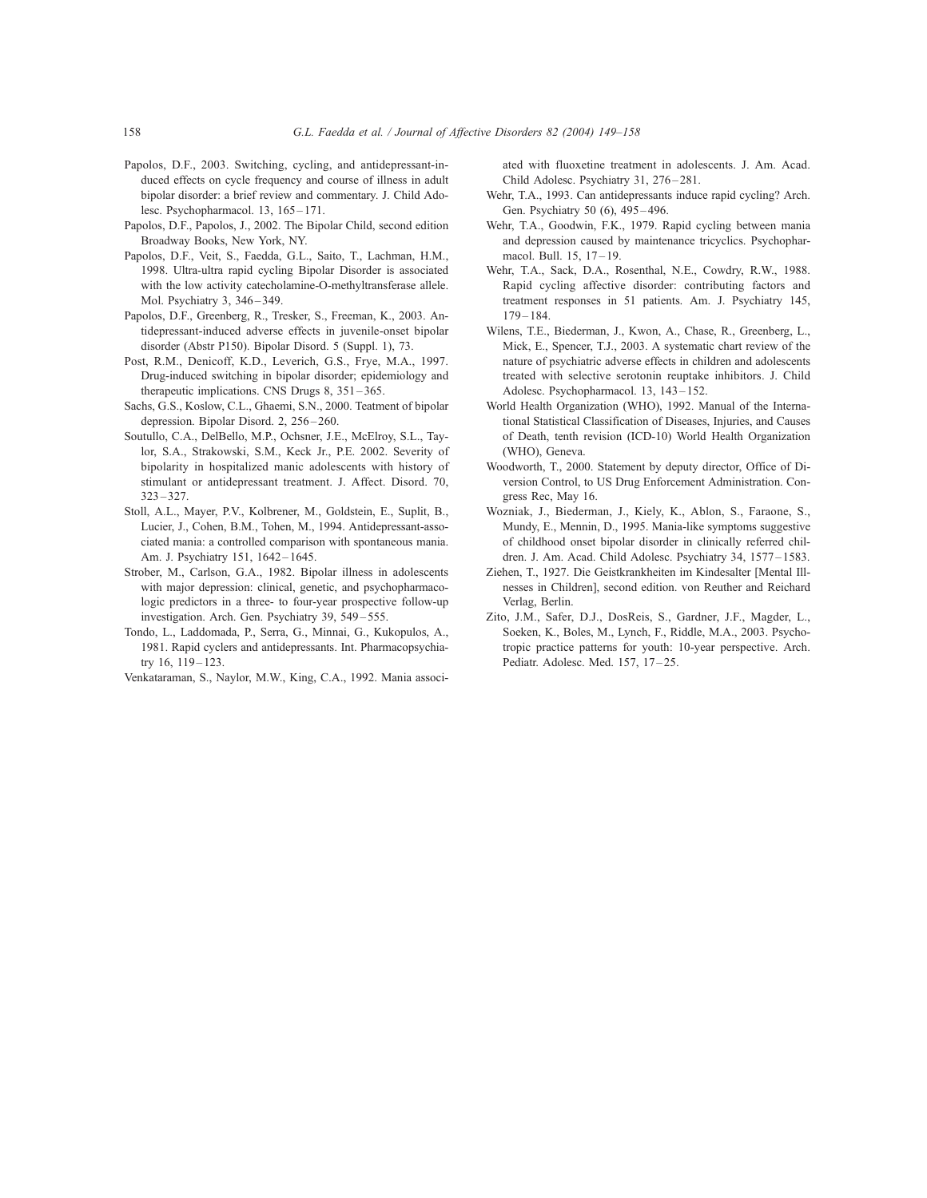Papolos, D.F., 2003. Switching, cycling, and antidepressant-induced effects on cycle frequency and course of illness in adult bipolar disorder: a brief review and commentary. J. Child Adolesc. Psychopharmacol. 13, 165–171.

Papolos, D.F., Papolos, J., 2002. The Bipolar Child, second edition Broadway Books, New York, NY.

Papolos, D.F., Veit, S., Faedda, G.L., Saito, T., Lachman, H.M., 1998. Ultra-ultra rapid cycling Bipolar Disorder is associated with the low activity catecholamine-O-methyltransferase allele. Mol. Psychiatry 3, 346–349.

Papolos, D.F., Greenberg, R., Tresker, S., Freeman, K., 2003. Antidepressant-induced adverse effects in juvenile-onset bipolar disorder (Abstr P150). Bipolar Disord. 5 (Suppl. 1), 73.

Post, R.M., Denicoff, K.D., Leverich, G.S., Frye, M.A., 1997. Drug-induced switching in bipolar disorder; epidemiology and therapeutic implications. CNS Drugs 8, 351–365.

Sachs, G.S., Koslow, C.L., Ghaemi, S.N., 2000. Teatment of bipolar depression. Bipolar Disord. 2, 256–260.

Soutullo, C.A., DelBello, M.P., Ochsner, J.E., McElroy, S.L., Taylor, S.A., Strakowski, S.M., Keck Jr., P.E. 2002. Severity of bipolarity in hospitalized manic adolescents with history of stimulant or antidepressant treatment. J. Affect. Disord. 70, 323–327.

Stoll, A.L., Mayer, P.V., Kolbrener, M., Goldstein, E., Suplit, B., Lucier, J., Cohen, B.M., Tohen, M., 1994. Antidepressant-associated mania: a controlled comparison with spontaneous mania. Am. J. Psychiatry 151, 1642–1645.

Strober, M., Carlson, G.A., 1982. Bipolar illness in adolescents with major depression: clinical, genetic, and psychopharmacologic predictors in a three- to four-year prospective follow-up investigation. Arch. Gen. Psychiatry 39, 549–555.

Tondo, L., Laddomada, P., Serra, G., Minnai, G., Kukopulos, A., 1981. Rapid cyclers and antidepressants. Int. Pharmacopsychiatry 16, 119–123.

Venkataraman, S., Naylor, M.W., King, C.A., 1992. Mania associated with fluoxetine treatment in adolescents. J. Am. Acad. Child Adolesc. Psychiatry 31, 276–281.

Wehr, T.A., 1993. Can antidepressants induce rapid cycling? Arch. Gen. Psychiatry 50 (6), 495–496.

Wehr, T.A., Goodwin, F.K., 1979. Rapid cycling between mania and depression caused by maintenance tricyclics. Psychopharmacol. Bull. 15, 17–19.

Wehr, T.A., Sack, D.A., Rosenthal, N.E., Cowdry, R.W., 1988. Rapid cycling affective disorder: contributing factors and treatment responses in 51 patients. Am. J. Psychiatry 145, 179–184.

Wilens, T.E., Biederman, J., Kwon, A., Chase, R., Greenberg, L., Mick, E., Spencer, T.J., 2003. A systematic chart review of the nature of psychiatric adverse effects in children and adolescents treated with selective serotonin reuptake inhibitors. J. Child Adolesc. Psychopharmacol. 13, 143–152.

World Health Organization (WHO), 1992. Manual of the International Statistical Classification of Diseases, Injuries, and Causes of Death, tenth revision (ICD-10) World Health Organization (WHO), Geneva.

Woodworth, T., 2000. Statement by deputy director, Office of Diversion Control, to US Drug Enforcement Administration. Congress Rec, May 16.

Wozniak, J., Biederman, J., Kiely, K., Ablon, S., Faraone, S., Mundy, E., Mennin, D., 1995. Mania-like symptoms suggestive of childhood onset bipolar disorder in clinically referred children. J. Am. Acad. Child Adolesc. Psychiatry 34, 1577–1583.

Ziehen, T., 1927. Die Geistkrankheiten im Kindesalter [Mental Illnesses in Children], second edition. von Reuther and Reichard Verlag, Berlin.

Zito, J.M., Safer, D.J., DosReis, S., Gardner, J.F., Magder, L., Soeken, K., Boles, M., Lynch, F., Riddle, M.A., 2003. Psychotropic practice patterns for youth: 10-year perspective. Arch. Pediatr. Adolesc. Med. 157, 17–25.